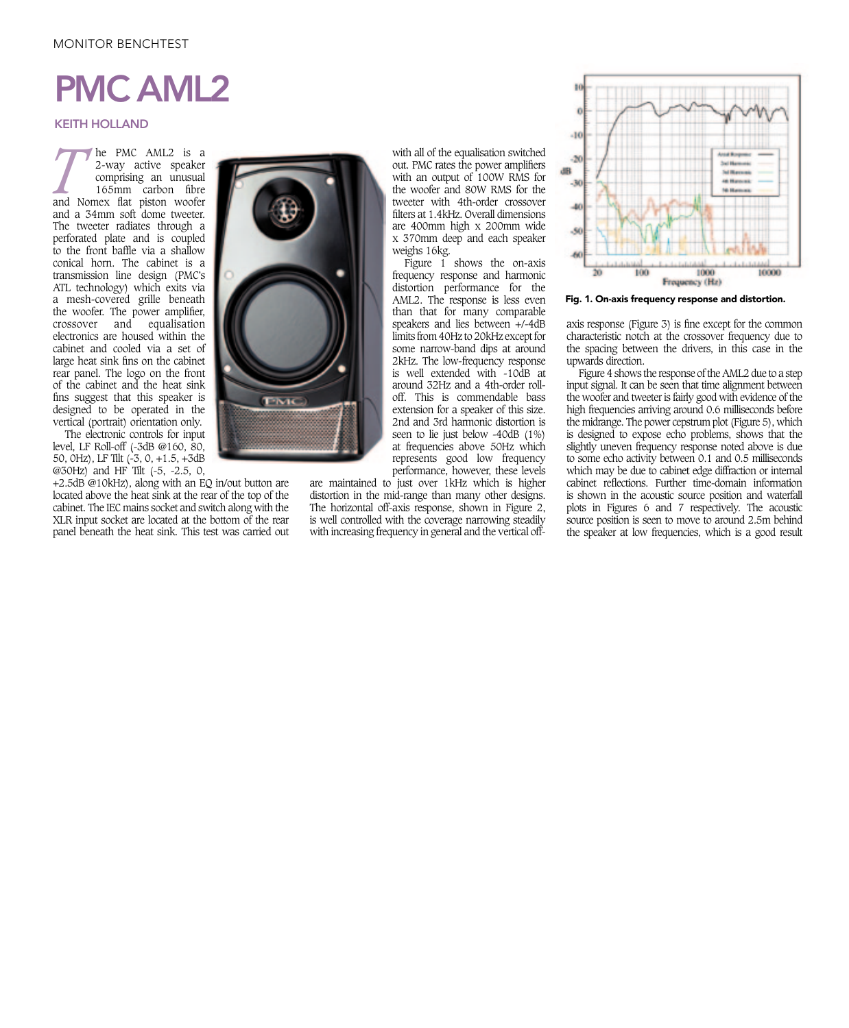# PMC AML2

**KEITH HOLLAND**

The PMC AML2 is a 2-way active speaker comprising an unusual 165mm carbon fibre and Nomex flat piston woofer and a 34mm soft dome tweeter. The tweeter radiates through a perforated plate and is coupled to the front baffle via a shallow conical horn. The cabinet is a transmission line design (PMC's ATL technology) which exits via a mesh-covered grille beneath the woofer. The power amplifier, crossover and equalisation electronics are housed within the cabinet and cooled via a set of large heat sink fins on the cabinet rear panel. The logo on the front of the cabinet and the heat sink fins suggest that this speaker is designed to be operated in the vertical (portrait) orientation only.

The electronic controls for input level, LF Roll-off (-3dB @160, 80, 50, 0Hz), LF Tilt (-3, 0, +1.5, +3dB @30Hz) and HF Tilt (-5, -2.5, 0, +2.5dB @10kHz), along with an EQ in/out button are located above the heat sink at the rear of the top of the cabinet. The IEC mains socket and switch along with the XLR input socket are located at the bottom of the rear panel beneath the heat sink. This test was carried out with all of the equalisation switched out. PMC rates the power amplifiers with an output of 100W RMS for the woofer and 80W RMS for the tweeter with 4th-order crossover filters at 1.4kHz. Overall dimensions are 400mm high x 200mm wide x 370mm deep and each speaker weighs 16kg.

Figure 1 shows the on-axis frequency response and harmonic distortion performance for the AML2. The response is less even than that for many comparable speakers and lies between +/-4dB limits from 40Hz to 20kHz except for some narrow-band dips at around 2kHz. The low-frequency response is well extended with -10dB at around 32Hz and a 4th-order roll-off. This is commendable bass extension for a speaker of this size. 2nd and 3rd harmonic distortion is seen to lie just below -40dB (1%) at frequencies above 50Hz which represents good low frequency performance, however, these levels are maintained to just over 1kHz which is higher distortion in the mid-range than many other designs. The horizontal off-axis response, shown in Figure 2, is well controlled with the coverage narrowing steadily with increasing frequency in general and the vertical off-axis response (Figure 3) is fine except for the common characteristic notch at the crossover frequency due to the spacing between the drivers, in this case in the upwards direction.

**Fig. 1. On-axis frequency response and distortion.**

Figure 4 shows the response of the AML2 due to a step input signal. It can be seen that time alignment between the woofer and tweeter is fairly good with evidence of the high frequencies arriving around 0.6 milliseconds before the midrange. The power cepstrum plot (Figure 5), which is designed to expose echo problems, shows that the slightly uneven frequency response noted above is due to some echo activity between 0.1 and 0.5 milliseconds which may be due to cabinet edge diffraction or internal cabinet reflections. Further time-domain information is shown in the acoustic source position and waterfall plots in Figures 6 and 7 respectively. The acoustic source position is seen to move to around 2.5m behind the speaker at low frequencies, which is a good result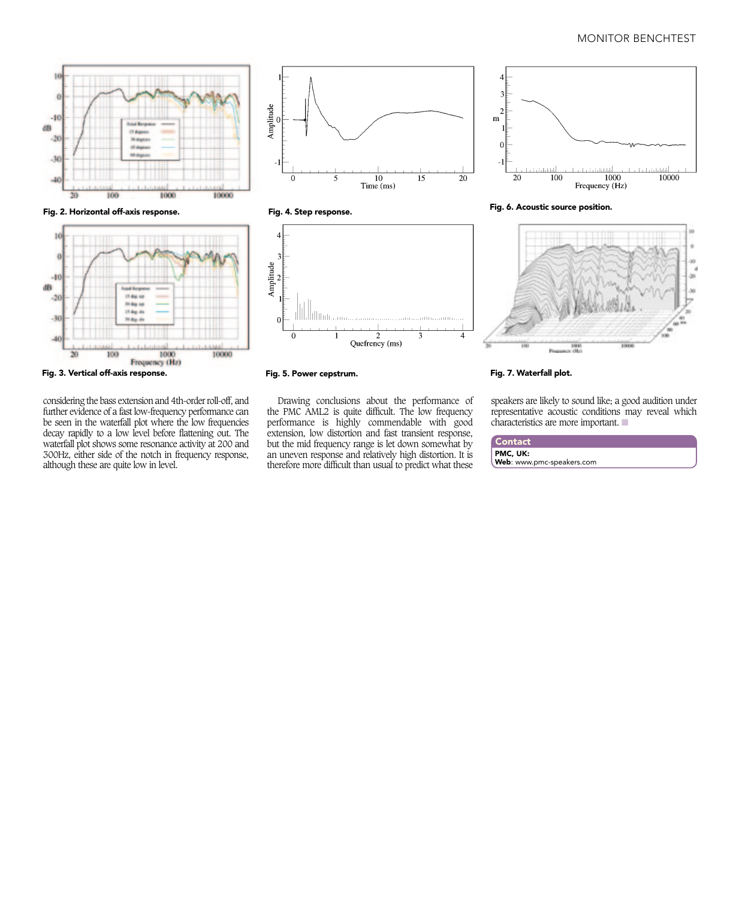10
0
-10
dB
-20
-30
-40
20 100 1000 10000

Axial Response
15 degrees
30 degrees
45 degrees
60 degrees

**Fig. 2. Horizontal off-axis response.**

10
0
-10
dB
-20
-30
-40
20 100 1000 10000
Frequency (Hz)

Axial Response
15 deg. up
30 deg. up
15 deg. dn
30 deg. dn

**Fig. 3. Vertical off-axis response.**

1
0
-1
Amplitude
0 5 10 15 20
Time (ms)

**Fig. 4. Step response.**

4
3
2
1
0
Amplitude
0 1 2 3 4
Quefrency (ms)

**Fig. 5. Power cepstrum.**

4
3
2
m
1
0
-1
20 100 1000 10000
Frequency (Hz)

**Fig. 6. Acoustic source position.**

10
0
-10
-20
-30
20 100 1000 10000
Frequency (Hz)

**Fig. 7. Waterfall plot.**

considering the bass extension and 4th-order roll-off, and further evidence of a fast low-frequency performance can be seen in the waterfall plot where the low frequencies decay rapidly to a low level before flattening out. The waterfall plot shows some resonance activity at 200 and 300Hz, either side of the notch in frequency response, although these are quite low in level.

Drawing conclusions about the performance of the PMC AML2 is quite difficult. The low frequency performance is highly commendable with good extension, low distortion and fast transient response, but the mid frequency range is let down somewhat by an uneven response and relatively high distortion. It is therefore more difficult than usual to predict what these speakers are likely to sound like; a good audition under representative acoustic conditions may reveal which characteristics are more important.

**Contact**

**PMC, UK:**
**Web**: www.pmc-speakers.com